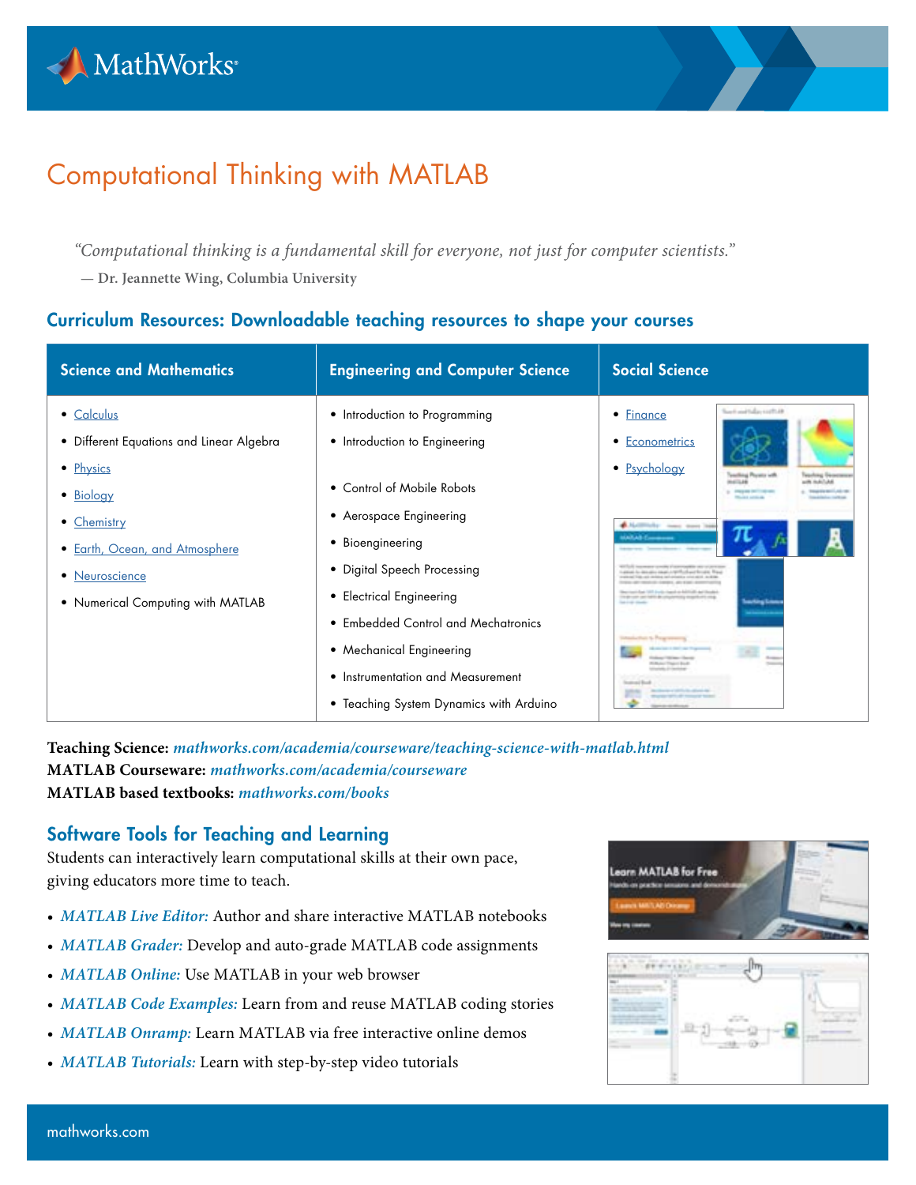# Computational Thinking with MATLAB

*"Computational thinking is a fundamental skill for everyone, not just for computer scientists."*

**— Dr. Jeannette Wing, Columbia University**

## Curriculum Resources: Downloadable teaching resources to shape your courses

| Science and Mathematics | Engineering and Computer Science | Social Science |
|---|---|---|
| • Calculus<br>• Different Equations and Linear Algebra<br>• Physics<br>• Biology<br>• Chemistry<br>• Earth, Ocean, and Atmosphere<br>• Neuroscience<br>• Numerical Computing with MATLAB | • Introduction to Programming<br>• Introduction to Engineering<br>• Control of Mobile Robots<br>• Aerospace Engineering<br>• Bioengineering<br>• Digital Speech Processing<br>• Electrical Engineering<br>• Embedded Control and Mechatronics<br>• Mechanical Engineering<br>• Instrumentation and Measurement<br>• Teaching System Dynamics with Arduino | • Finance<br>• Econometrics<br>• Psychology |

**Teaching Science:** *mathworks.com/academia/courseware/teaching-science-with-matlab.html*
**MATLAB Courseware:** *mathworks.com/academia/courseware*
**MATLAB based textbooks:** *mathworks.com/books*

## Software Tools for Teaching and Learning

Students can interactively learn computational skills at their own pace, giving educators more time to teach.

- *MATLAB Live Editor:* Author and share interactive MATLAB notebooks
- *MATLAB Grader:* Develop and auto-grade MATLAB code assignments
- *MATLAB Online:* Use MATLAB in your web browser
- *MATLAB Code Examples:* Learn from and reuse MATLAB coding stories
- *MATLAB Onramp:* Learn MATLAB via free interactive online demos
- *MATLAB Tutorials:* Learn with step-by-step video tutorials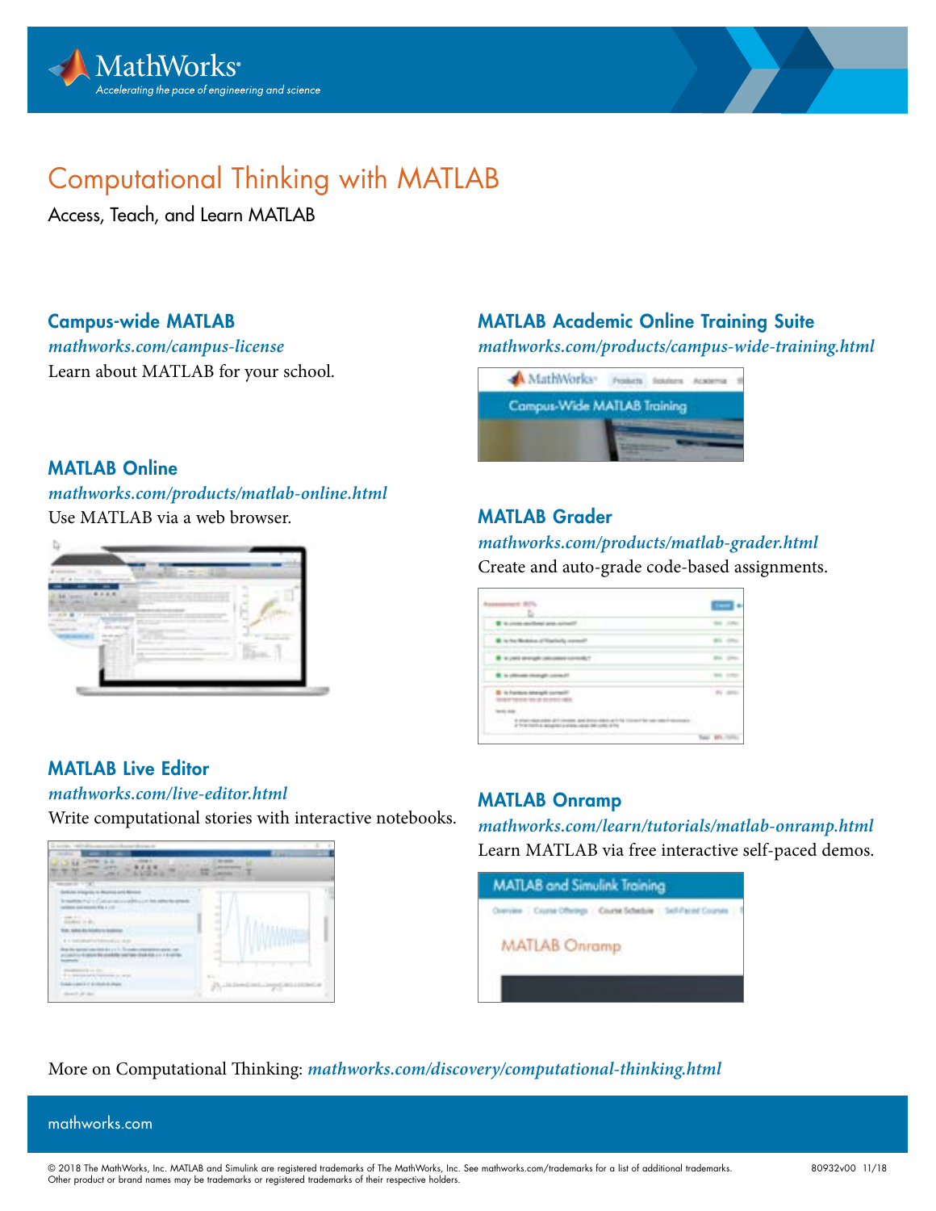# Computational Thinking with MATLAB

Access, Teach, and Learn MATLAB

## Campus-wide MATLAB

*mathworks.com/campus-license*

Learn about MATLAB for your school.

## MATLAB Online

*mathworks.com/products/matlab-online.html*

Use MATLAB via a web browser.

## MATLAB Live Editor

*mathworks.com/live-editor.html*

Write computational stories with interactive notebooks.

## MATLAB Academic Online Training Suite

*mathworks.com/products/campus-wide-training.html*

## MATLAB Grader

*mathworks.com/products/matlab-grader.html*

Create and auto-grade code-based assignments.

## MATLAB Onramp

*mathworks.com/learn/tutorials/matlab-onramp.html*

Learn MATLAB via free interactive self-paced demos.

More on Computational Thinking: *mathworks.com/discovery/computational-thinking.html*

mathworks.com

© 2018 The MathWorks, Inc. MATLAB and Simulink are registered trademarks of The MathWorks, Inc. See mathworks.com/trademarks for a list of additional trademarks. Other product or brand names may be trademarks or registered trademarks of their respective holders.

80932v00 11/18